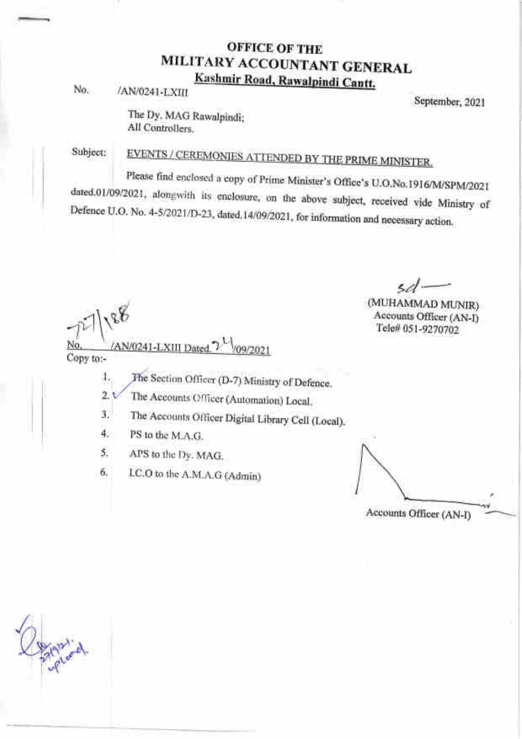# OFFICE OF THE MILITARY ACCOUNTANT GENERAL

**Kashmir Road, Rawalpindi Cantt.**

No. /AN/0241-LXIII

September, 2021

The Dy. MAG Rawalpindi;
All Controllers.

Subject: **EVENTS / CEREMONIES ATTENDED BY THE PRIME MINISTER.**

Please find enclosed a copy of Prime Minister's Office's U.O.No.1916/M/SPM/2021 dated.01/09/2021, alongwith its enclosure, on the above subject, received vide Ministry of Defence U.O. No. 4-5/2021/D-23, dated.14/09/2021, for information and necessary action.

sd/—
(MUHAMMAD MUNIR)
Accounts Officer (AN-I)
Tele# 051-9270702

No. 7271188 /AN/0241-LXIII Dated. 24/09/2021

Copy to:-

1. The Section Officer (D-7) Ministry of Defence.
2. The Accounts Officer (Automation) Local.
3. The Accounts Officer Digital Library Cell (Local).
4. PS to the M.A.G.
5. APS to the Dy. MAG.
6. I.C.O to the A.M.A.G (Admin)

Accounts Officer (AN-I)

27/9/21. uploaded.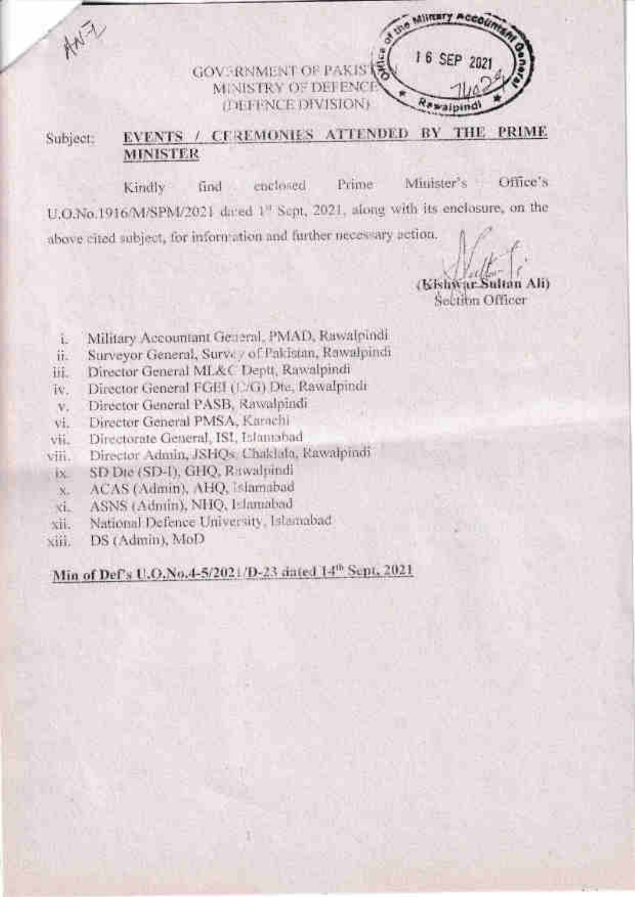GOVERNMENT OF PAKISTAN
MINISTRY OF DEFENCE
(DEFENCE DIVISION)

Office of the Military Accountant General
16 SEP 2021
7402
Rawalpindi

Subject: **EVENTS / CEREMONIES ATTENDED BY THE PRIME MINISTER**

Kindly find enclosed Prime Minister's Office's U.O.No.1916/M/SPM/2021 dated 1st Sept, 2021, along with its enclosure, on the above cited subject, for information and further necessary action.

(Kishwar Sultan Ali)
Section Officer

i. Military Accountant General, PMAD, Rawalpindi
ii. Surveyor General, Survey of Pakistan, Rawalpindi
iii. Director General ML&C Deptt, Rawalpindi
iv. Director General FGEI (C/G) Dte, Rawalpindi
v. Director General PASB, Rawalpindi
vi. Director General PMSA, Karachi
vii. Directorate General, ISI, Islamabad
viii. Director Admin, JSHQs Chaklala, Rawalpindi
ix. SD Dte (SD-I), GHQ, Rawalpindi
x. ACAS (Admin), AHQ, Islamabad
xi. ASNS (Admin), NHQ, Islamabad
xii. National Defence University, Islamabad
xiii. DS (Admin), MoD

**Min of Def's U.O.No.4-5/2021/D-23 dated 14th Sept, 2021**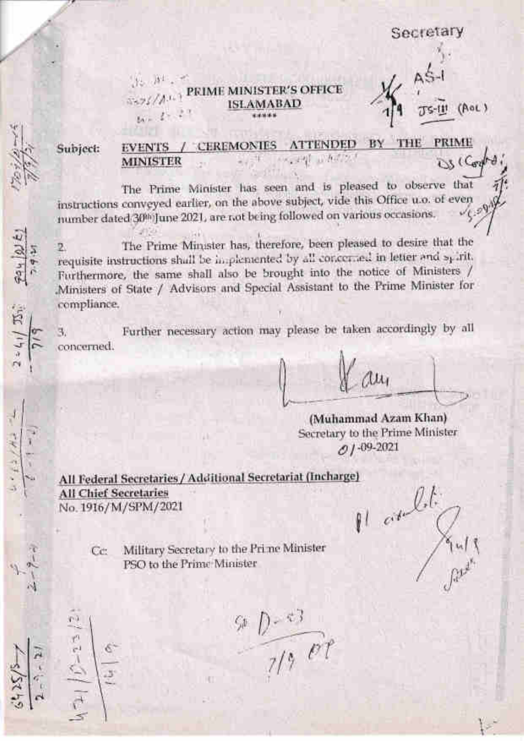Secretary

# PRIME MINISTER'S OFFICE
## ISLAMABAD

\*\*\*\*\*

**Subject: EVENTS / CEREMONIES ATTENDED BY THE PRIME MINISTER**

The Prime Minister has seen and is pleased to observe that instructions conveyed earlier, on the above subject, vide this Office u.o. of even number dated 30th June 2021, are not being followed on various occasions.

2. The Prime Minister has, therefore, been pleased to desire that the requisite instructions shall be implemented by all concerned in letter and spirit. Furthermore, the same shall also be brought into the notice of Ministers / Ministers of State / Advisors and Special Assistant to the Prime Minister for compliance.

3. Further necessary action may please be taken accordingly by all concerned.

(Muhammad Azam Khan)
Secretary to the Prime Minister
01-09-2021

**All Federal Secretaries / Additional Secretariat (Incharge)**
**All Chief Secretaries**
No. 1916/M/SPM/2021

Cc: Military Secretary to the Prime Minister
PSO to the Prime Minister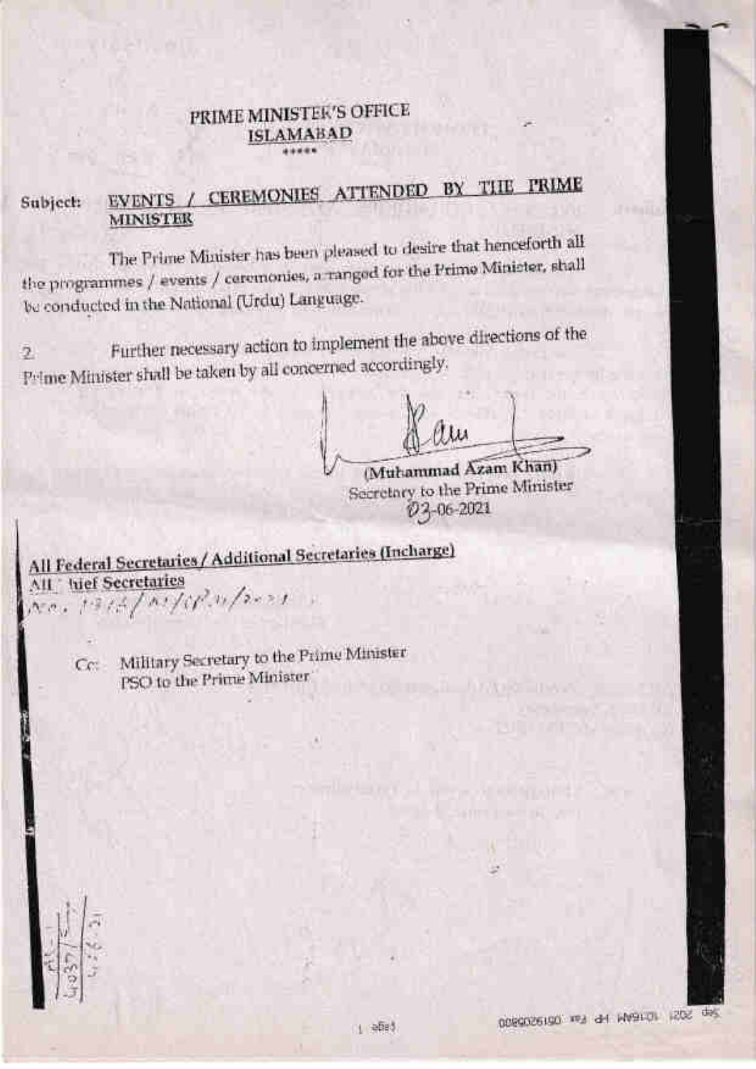PRIME MINISTER'S OFFICE
**ISLAMABAD**
\*\*\*\*\*

**Subject: EVENTS / CEREMONIES ATTENDED BY THE PRIME MINISTER**

The Prime Minister has been pleased to desire that henceforth all the programmes / events / ceremonies, arranged for the Prime Minister, shall be conducted in the National (Urdu) Language.

2. Further necessary action to implement the above directions of the Prime Minister shall be taken by all concerned accordingly.

(Muhammad Azam Khan)
Secretary to the Prime Minister
03-06-2021

**All Federal Secretaries / Additional Secretaries (Incharge)**
**All Chief Secretaries**
No. 1915/M/SPM/2021

Cc: Military Secretary to the Prime Minister
PSO to the Prime Minister